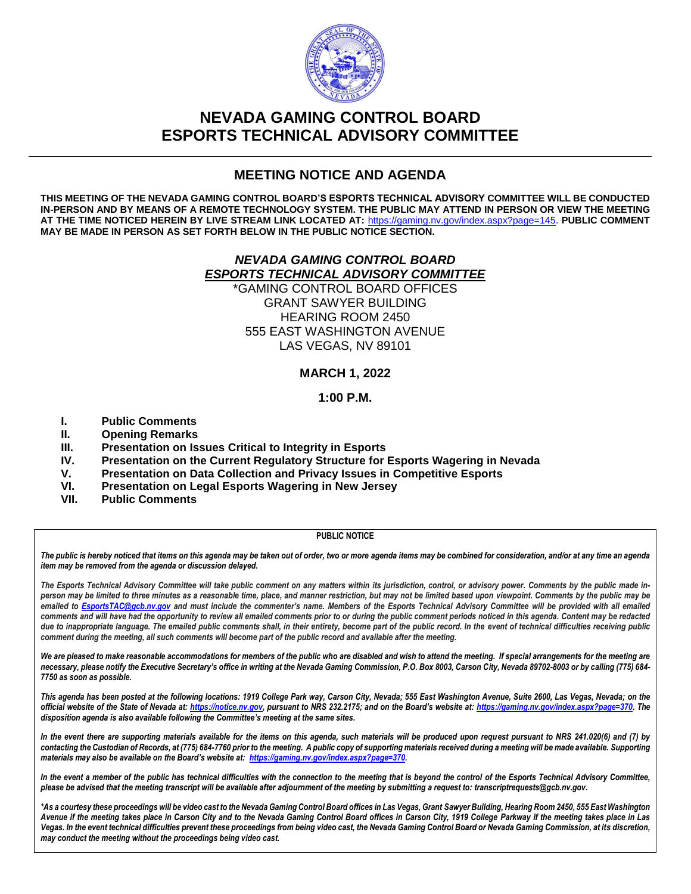# NEVADA GAMING CONTROL BOARD
# ESPORTS TECHNICAL ADVISORY COMMITTEE

## MEETING NOTICE AND AGENDA

**THIS MEETING OF THE NEVADA GAMING CONTROL BOARD'S ESPORTS TECHNICAL ADVISORY COMMITTEE WILL BE CONDUCTED IN-PERSON AND BY MEANS OF A REMOTE TECHNOLOGY SYSTEM. THE PUBLIC MAY ATTEND IN PERSON OR VIEW THE MEETING AT THE TIME NOTICED HEREIN BY LIVE STREAM LINK LOCATED AT:** https://gaming.nv.gov/index.aspx?page=145. **PUBLIC COMMENT MAY BE MADE IN PERSON AS SET FORTH BELOW IN THE PUBLIC NOTICE SECTION.**

***NEVADA GAMING CONTROL BOARD***
***ESPORTS TECHNICAL ADVISORY COMMITTEE***

\*GAMING CONTROL BOARD OFFICES
GRANT SAWYER BUILDING
HEARING ROOM 2450
555 EAST WASHINGTON AVENUE
LAS VEGAS, NV 89101

**MARCH 1, 2022**

**1:00 P.M.**

- **I. Public Comments**
- **II. Opening Remarks**
- **III. Presentation on Issues Critical to Integrity in Esports**
- **IV. Presentation on the Current Regulatory Structure for Esports Wagering in Nevada**
- **V. Presentation on Data Collection and Privacy Issues in Competitive Esports**
- **VI. Presentation on Legal Esports Wagering in New Jersey**
- **VII. Public Comments**

**PUBLIC NOTICE**

***The public is hereby noticed that items on this agenda may be taken out of order, two or more agenda items may be combined for consideration, and/or at any time an agenda item may be removed from the agenda or discussion delayed.***

***The Esports Technical Advisory Committee will take public comment on any matters within its jurisdiction, control, or advisory power. Comments by the public made in-person may be limited to three minutes as a reasonable time, place, and manner restriction, but may not be limited based upon viewpoint. Comments by the public may be emailed to EsportsTAC@gcb.nv.gov and must include the commenter's name. Members of the Esports Technical Advisory Committee will be provided with all emailed comments and will have had the opportunity to review all emailed comments prior to or during the public comment periods noticed in this agenda. Content may be redacted due to inappropriate language. The emailed public comments shall, in their entirety, become part of the public record. In the event of technical difficulties receiving public comment during the meeting, all such comments will become part of the public record and available after the meeting.***

***We are pleased to make reasonable accommodations for members of the public who are disabled and wish to attend the meeting. If special arrangements for the meeting are necessary, please notify the Executive Secretary's office in writing at the Nevada Gaming Commission, P.O. Box 8003, Carson City, Nevada 89702-8003 or by calling (775) 684-7750 as soon as possible.***

***This agenda has been posted at the following locations: 1919 College Park way, Carson City, Nevada; 555 East Washington Avenue, Suite 2600, Las Vegas, Nevada; on the official website of the State of Nevada at: https://notice.nv.gov, pursuant to NRS 232.2175; and on the Board's website at: https://gaming.nv.gov/index.aspx?page=370. The disposition agenda is also available following the Committee's meeting at the same sites.***

***In the event there are supporting materials available for the items on this agenda, such materials will be produced upon request pursuant to NRS 241.020(6) and (7) by contacting the Custodian of Records, at (775) 684-7760 prior to the meeting. A public copy of supporting materials received during a meeting will be made available. Supporting materials may also be available on the Board's website at: https://gaming.nv.gov/index.aspx?page=370.***

***In the event a member of the public has technical difficulties with the connection to the meeting that is beyond the control of the Esports Technical Advisory Committee, please be advised that the meeting transcript will be available after adjournment of the meeting by submitting a request to: transcriptrequests@gcb.nv.gov.***

***\*As a courtesy these proceedings will be video cast to the Nevada Gaming Control Board offices in Las Vegas, Grant Sawyer Building, Hearing Room 2450, 555 East Washington Avenue if the meeting takes place in Carson City and to the Nevada Gaming Control Board offices in Carson City, 1919 College Parkway if the meeting takes place in Las Vegas. In the event technical difficulties prevent these proceedings from being video cast, the Nevada Gaming Control Board or Nevada Gaming Commission, at its discretion, may conduct the meeting without the proceedings being video cast.***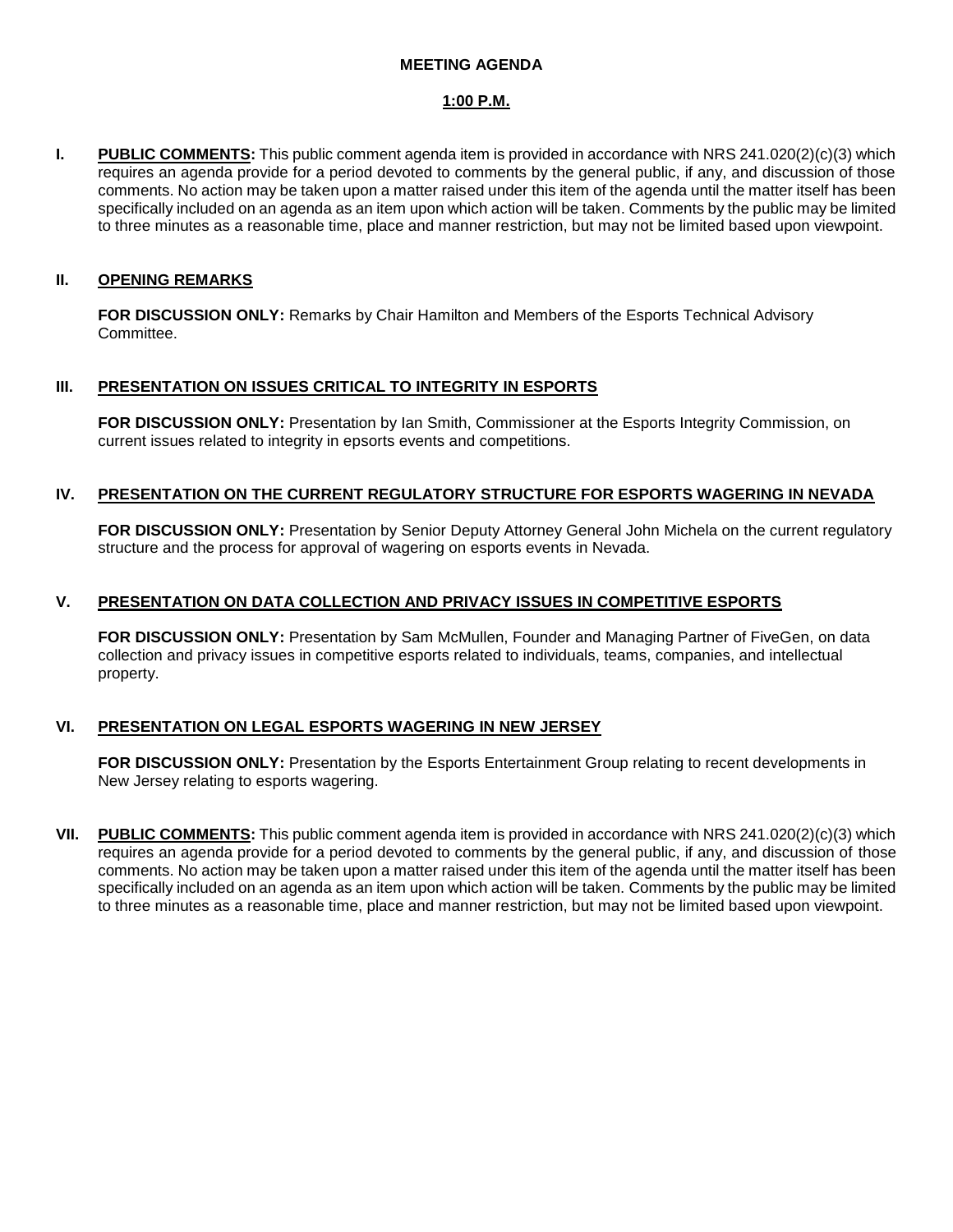**MEETING AGENDA**

**1:00 P.M.**

**I. PUBLIC COMMENTS:** This public comment agenda item is provided in accordance with NRS 241.020(2)(c)(3) which requires an agenda provide for a period devoted to comments by the general public, if any, and discussion of those comments. No action may be taken upon a matter raised under this item of the agenda until the matter itself has been specifically included on an agenda as an item upon which action will be taken. Comments by the public may be limited to three minutes as a reasonable time, place and manner restriction, but may not be limited based upon viewpoint.

**II. OPENING REMARKS**

**FOR DISCUSSION ONLY:** Remarks by Chair Hamilton and Members of the Esports Technical Advisory Committee.

**III. PRESENTATION ON ISSUES CRITICAL TO INTEGRITY IN ESPORTS**

**FOR DISCUSSION ONLY:** Presentation by Ian Smith, Commissioner at the Esports Integrity Commission, on current issues related to integrity in epsorts events and competitions.

**IV. PRESENTATION ON THE CURRENT REGULATORY STRUCTURE FOR ESPORTS WAGERING IN NEVADA**

**FOR DISCUSSION ONLY:** Presentation by Senior Deputy Attorney General John Michela on the current regulatory structure and the process for approval of wagering on esports events in Nevada.

**V. PRESENTATION ON DATA COLLECTION AND PRIVACY ISSUES IN COMPETITIVE ESPORTS**

**FOR DISCUSSION ONLY:** Presentation by Sam McMullen, Founder and Managing Partner of FiveGen, on data collection and privacy issues in competitive esports related to individuals, teams, companies, and intellectual property.

**VI. PRESENTATION ON LEGAL ESPORTS WAGERING IN NEW JERSEY**

**FOR DISCUSSION ONLY:** Presentation by the Esports Entertainment Group relating to recent developments in New Jersey relating to esports wagering.

**VII. PUBLIC COMMENTS:** This public comment agenda item is provided in accordance with NRS 241.020(2)(c)(3) which requires an agenda provide for a period devoted to comments by the general public, if any, and discussion of those comments. No action may be taken upon a matter raised under this item of the agenda until the matter itself has been specifically included on an agenda as an item upon which action will be taken. Comments by the public may be limited to three minutes as a reasonable time, place and manner restriction, but may not be limited based upon viewpoint.